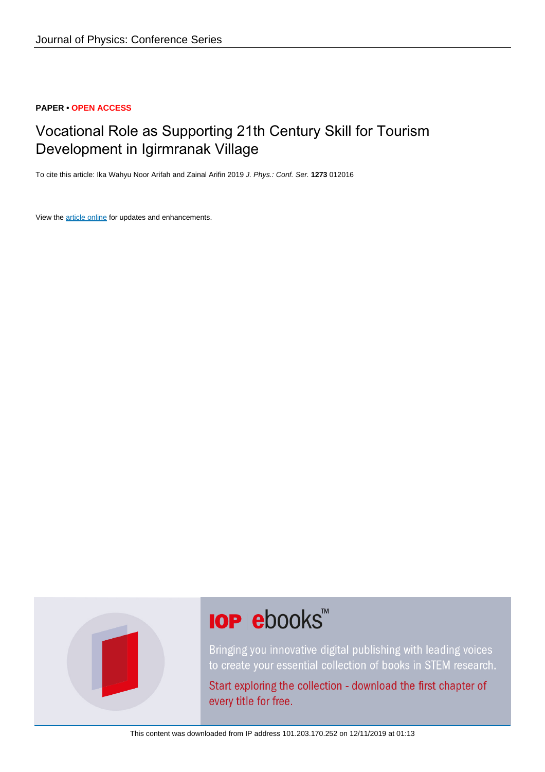Journal of Physics: Conference Series

**PAPER • OPEN ACCESS**

# Vocational Role as Supporting 21th Century Skill for Tourism Development in Igirmranak Village

To cite this article: Ika Wahyu Noor Arifah and Zainal Arifin 2019 *J. Phys.: Conf. Ser.* **1273** 012016

View the article online for updates and enhancements.

This content was downloaded from IP address 101.203.170.252 on 12/11/2019 at 01:13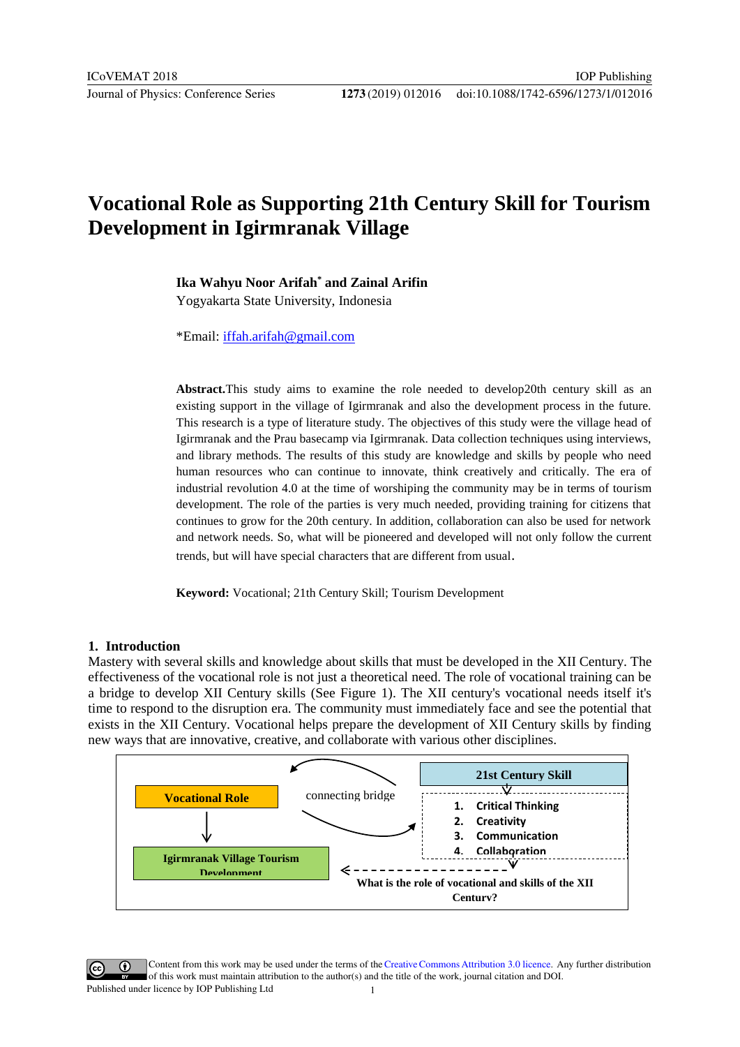# Vocational Role as Supporting 21th Century Skill for Tourism Development in Igirmranak Village

**Ika Wahyu Noor Arifah*[\*] and Zainal Arifin**

Yogyakarta State University, Indonesia

*Email: iffah.arifah@gmail.com

**Abstract.** This study aims to examine the role needed to develop20th century skill as an existing support in the village of Igirmranak and also the development process in the future. This research is a type of literature study. The objectives of this study were the village head of Igirmranak and the Prau basecamp via Igirmranak. Data collection techniques using interviews, and library methods. The results of this study are knowledge and skills by people who need human resources who can continue to innovate, think creatively and critically. The era of industrial revolution 4.0 at the time of worshiping the community may be in terms of tourism development. The role of the parties is very much needed, providing training for citizens that continues to grow for the 20th century. In addition, collaboration can also be used for network and network needs. So, what will be pioneered and developed will not only follow the current trends, but will have special characters that are different from usual.

**Keyword:** Vocational; 21th Century Skill; Tourism Development

## 1. Introduction

Mastery with several skills and knowledge about skills that must be developed in the XII Century. The effectiveness of the vocational role is not just a theoretical need. The role of vocational training can be a bridge to develop XII Century skills (See Figure 1). The XII century's vocational needs itself it's time to respond to the disruption era. The community must immediately face and see the potential that exists in the XII Century. Vocational helps prepare the development of XII Century skills by finding new ways that are innovative, creative, and collaborate with various other disciplines.

Vocational Role

connecting bridge

21st Century Skill

1. Critical Thinking
2. Creativity
3. Communication
4. Collaboration

Igirmranak Village Tourism Development

What is the role of vocational and skills of the XII Century?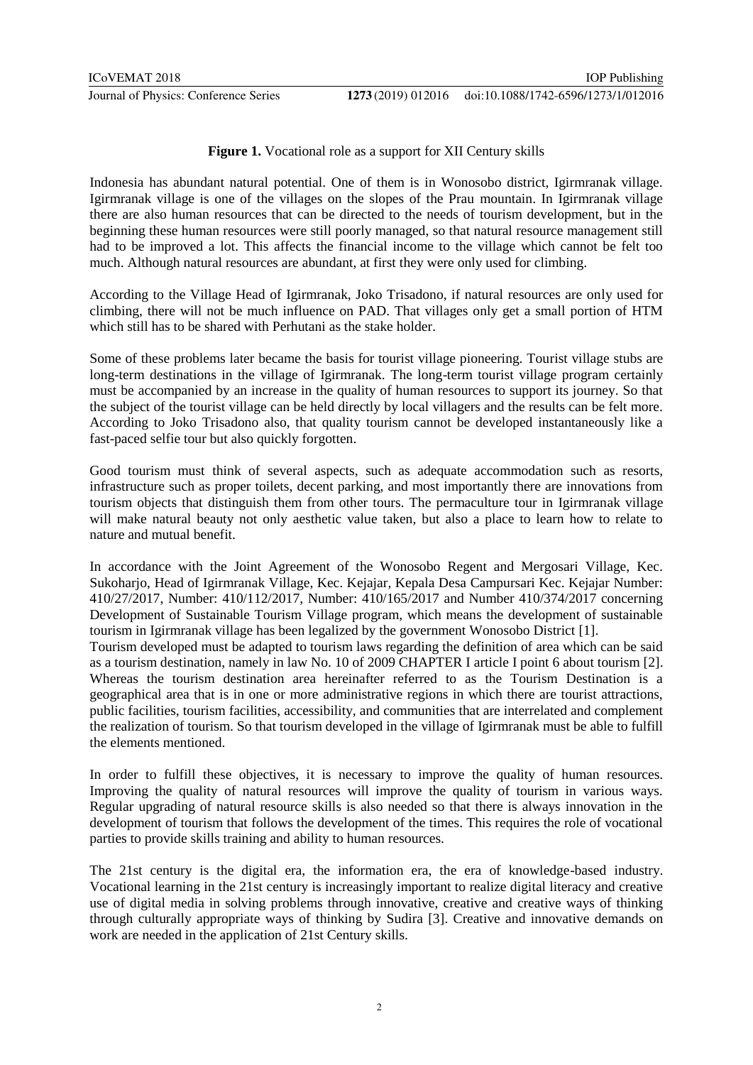**Figure 1.** Vocational role as a support for XII Century skills

Indonesia has abundant natural potential. One of them is in Wonosobo district, Igirmranak village. Igirmranak village is one of the villages on the slopes of the Prau mountain. In Igirmranak village there are also human resources that can be directed to the needs of tourism development, but in the beginning these human resources were still poorly managed, so that natural resource management still had to be improved a lot. This affects the financial income to the village which cannot be felt too much. Although natural resources are abundant, at first they were only used for climbing.

According to the Village Head of Igirmranak, Joko Trisadono, if natural resources are only used for climbing, there will not be much influence on PAD. That villages only get a small portion of HTM which still has to be shared with Perhutani as the stake holder.

Some of these problems later became the basis for tourist village pioneering. Tourist village stubs are long-term destinations in the village of Igirmranak. The long-term tourist village program certainly must be accompanied by an increase in the quality of human resources to support its journey. So that the subject of the tourist village can be held directly by local villagers and the results can be felt more. According to Joko Trisadono also, that quality tourism cannot be developed instantaneously like a fast-paced selfie tour but also quickly forgotten.

Good tourism must think of several aspects, such as adequate accommodation such as resorts, infrastructure such as proper toilets, decent parking, and most importantly there are innovations from tourism objects that distinguish them from other tours. The permaculture tour in Igirmranak village will make natural beauty not only aesthetic value taken, but also a place to learn how to relate to nature and mutual benefit.

In accordance with the Joint Agreement of the Wonosobo Regent and Mergosari Village, Kec. Sukoharjo, Head of Igirmranak Village, Kec. Kejajar, Kepala Desa Campursari Kec. Kejajar Number: 410/27/2017, Number: 410/112/2017, Number: 410/165/2017 and Number 410/374/2017 concerning Development of Sustainable Tourism Village program, which means the development of sustainable tourism in Igirmranak village has been legalized by the government Wonosobo District [1].

Tourism developed must be adapted to tourism laws regarding the definition of area which can be said as a tourism destination, namely in law No. 10 of 2009 CHAPTER I article I point 6 about tourism [2]. Whereas the tourism destination area hereinafter referred to as the Tourism Destination is a geographical area that is in one or more administrative regions in which there are tourist attractions, public facilities, tourism facilities, accessibility, and communities that are interrelated and complement the realization of tourism. So that tourism developed in the village of Igirmranak must be able to fulfill the elements mentioned.

In order to fulfill these objectives, it is necessary to improve the quality of human resources. Improving the quality of natural resources will improve the quality of tourism in various ways. Regular upgrading of natural resource skills is also needed so that there is always innovation in the development of tourism that follows the development of the times. This requires the role of vocational parties to provide skills training and ability to human resources.

The 21st century is the digital era, the information era, the era of knowledge-based industry. Vocational learning in the 21st century is increasingly important to realize digital literacy and creative use of digital media in solving problems through innovative, creative and creative ways of thinking through culturally appropriate ways of thinking by Sudira [3]. Creative and innovative demands on work are needed in the application of 21st Century skills.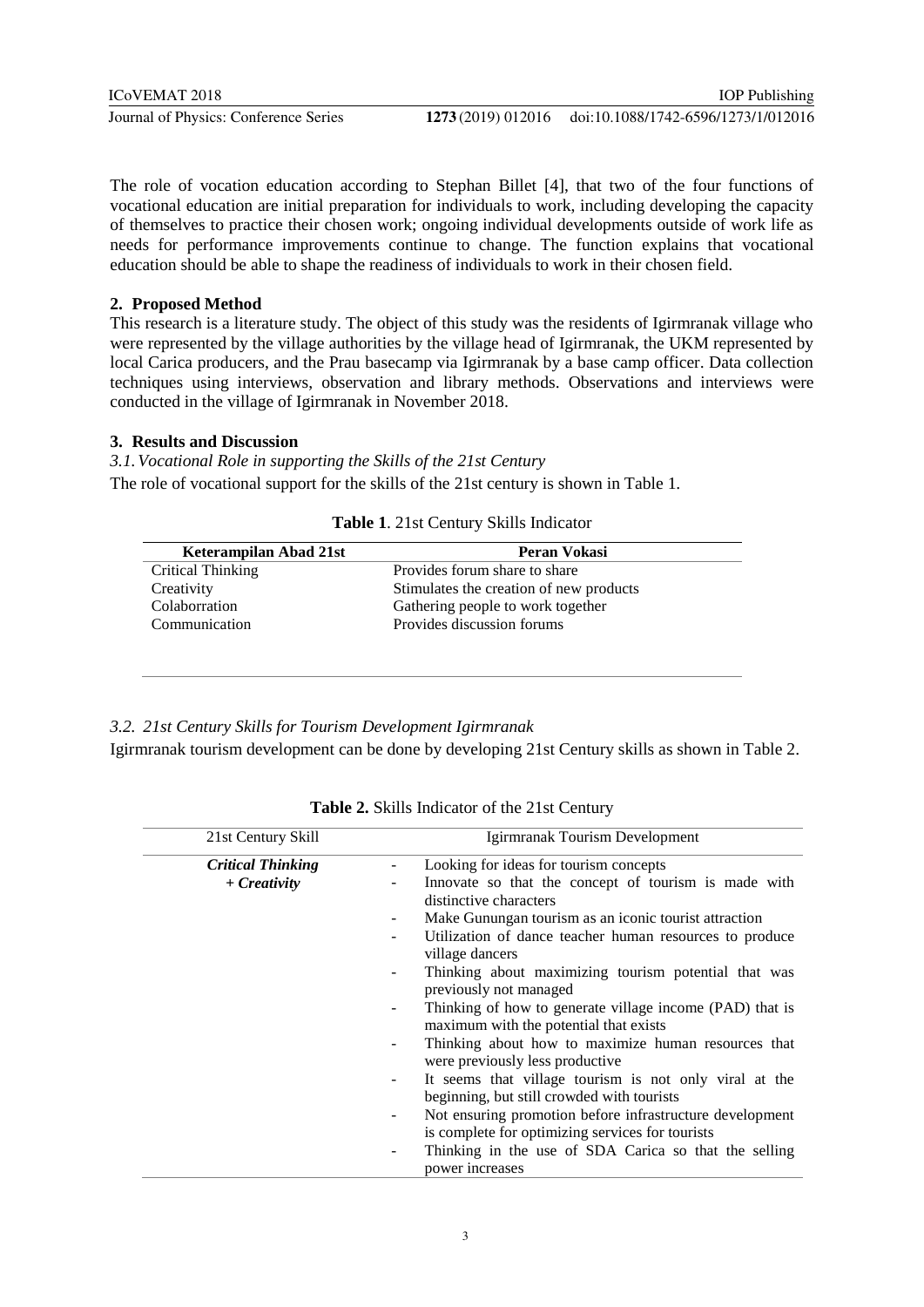The role of vocation education according to Stephan Billet [4], that two of the four functions of vocational education are initial preparation for individuals to work, including developing the capacity of themselves to practice their chosen work; ongoing individual developments outside of work life as needs for performance improvements continue to change. The function explains that vocational education should be able to shape the readiness of individuals to work in their chosen field.

## 2. Proposed Method

This research is a literature study. The object of this study was the residents of Igirmranak village who were represented by the village authorities by the village head of Igirmranak, the UKM represented by local Carica producers, and the Prau basecamp via Igirmranak by a base camp officer. Data collection techniques using interviews, observation and library methods. Observations and interviews were conducted in the village of Igirmranak in November 2018.

## 3. Results and Discussion

### *3.1. Vocational Role in supporting the Skills of the 21st Century*

The role of vocational support for the skills of the 21st century is shown in Table 1.

**Table 1**. 21st Century Skills Indicator

| Keterampilan Abad 21st | Peran Vokasi |
|---|---|
| Critical Thinking | Provides forum share to share |
| Creativity | Stimulates the creation of new products |
| Colaborration | Gathering people to work together |
| Communication | Provides discussion forums |

### *3.2. 21st Century Skills for Tourism Development Igirmranak*

Igirmranak tourism development can be done by developing 21st Century skills as shown in Table 2.

**Table 2.** Skills Indicator of the 21st Century

| 21st Century Skill | Igirmranak Tourism Development |
|---|---|
| ***Critical Thinking + Creativity*** | - Looking for ideas for tourism concepts<br>- Innovate so that the concept of tourism is made with distinctive characters<br>- Make Gunungan tourism as an iconic tourist attraction<br>- Utilization of dance teacher human resources to produce village dancers<br>- Thinking about maximizing tourism potential that was previously not managed<br>- Thinking of how to generate village income (PAD) that is maximum with the potential that exists<br>- Thinking about how to maximize human resources that were previously less productive<br>- It seems that village tourism is not only viral at the beginning, but still crowded with tourists<br>- Not ensuring promotion before infrastructure development is complete for optimizing services for tourists<br>- Thinking in the use of SDA Carica so that the selling power increases |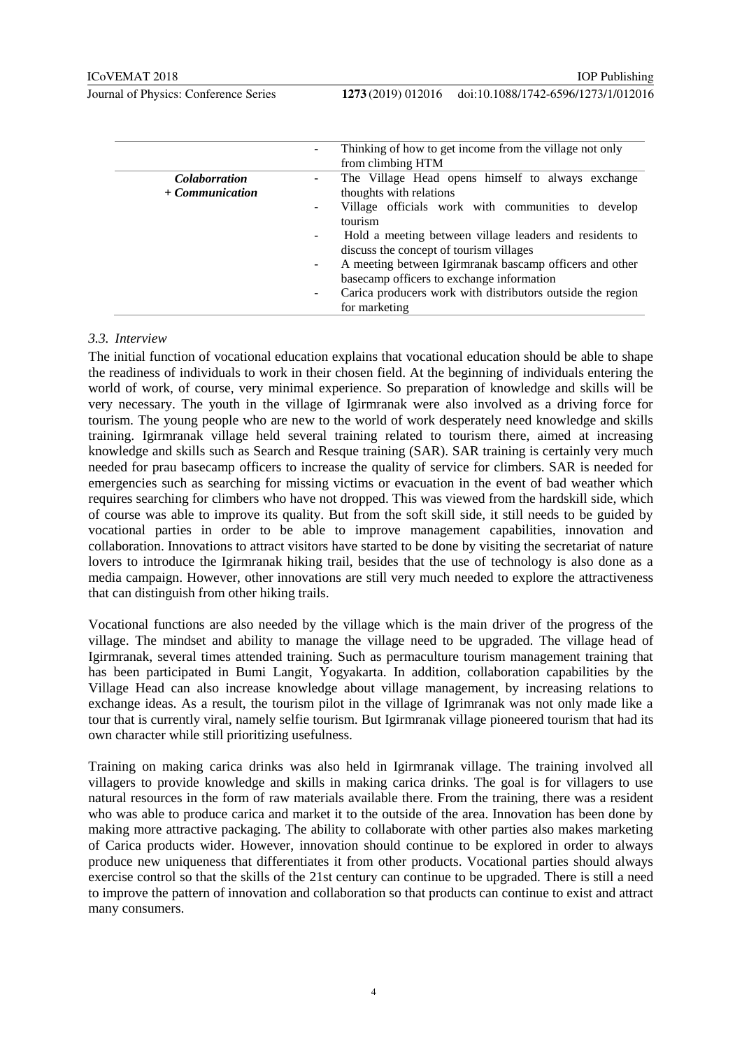| | |
|---|---|
| | - Thinking of how to get income from the village not only from climbing HTM |
| ***Colaborration + Communication*** | - The Village Head opens himself to always exchange thoughts with relations<br>- Village officials work with communities to develop tourism<br>- Hold a meeting between village leaders and residents to discuss the concept of tourism villages<br>- A meeting between Igirmranak bascamp officers and other basecamp officers to exchange information<br>- Carica producers work with distributors outside the region for marketing |

### *3.3. Interview*

The initial function of vocational education explains that vocational education should be able to shape the readiness of individuals to work in their chosen field. At the beginning of individuals entering the world of work, of course, very minimal experience. So preparation of knowledge and skills will be very necessary. The youth in the village of Igirmranak were also involved as a driving force for tourism. The young people who are new to the world of work desperately need knowledge and skills training. Igirmranak village held several training related to tourism there, aimed at increasing knowledge and skills such as Search and Resque training (SAR). SAR training is certainly very much needed for prau basecamp officers to increase the quality of service for climbers. SAR is needed for emergencies such as searching for missing victims or evacuation in the event of bad weather which requires searching for climbers who have not dropped. This was viewed from the hardskill side, which of course was able to improve its quality. But from the soft skill side, it still needs to be guided by vocational parties in order to be able to improve management capabilities, innovation and collaboration. Innovations to attract visitors have started to be done by visiting the secretariat of nature lovers to introduce the Igirmranak hiking trail, besides that the use of technology is also done as a media campaign. However, other innovations are still very much needed to explore the attractiveness that can distinguish from other hiking trails.

Vocational functions are also needed by the village which is the main driver of the progress of the village. The mindset and ability to manage the village need to be upgraded. The village head of Igirmranak, several times attended training. Such as permaculture tourism management training that has been participated in Bumi Langit, Yogyakarta. In addition, collaboration capabilities by the Village Head can also increase knowledge about village management, by increasing relations to exchange ideas. As a result, the tourism pilot in the village of Igrimranak was not only made like a tour that is currently viral, namely selfie tourism. But Igirmranak village pioneered tourism that had its own character while still prioritizing usefulness.

Training on making carica drinks was also held in Igirmranak village. The training involved all villagers to provide knowledge and skills in making carica drinks. The goal is for villagers to use natural resources in the form of raw materials available there. From the training, there was a resident who was able to produce carica and market it to the outside of the area. Innovation has been done by making more attractive packaging. The ability to collaborate with other parties also makes marketing of Carica products wider. However, innovation should continue to be explored in order to always produce new uniqueness that differentiates it from other products. Vocational parties should always exercise control so that the skills of the 21st century can continue to be upgraded. There is still a need to improve the pattern of innovation and collaboration so that products can continue to exist and attract many consumers.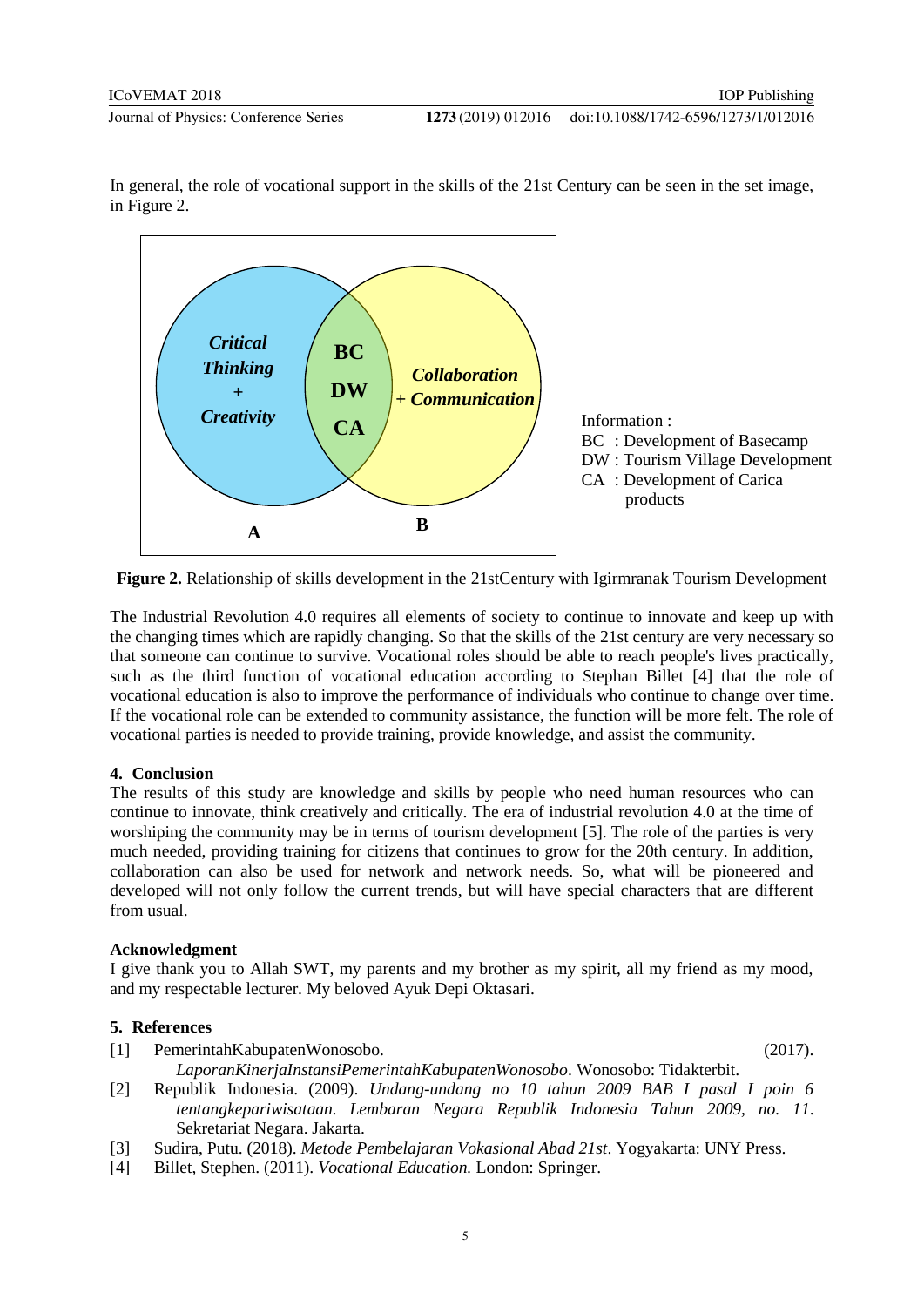In general, the role of vocational support in the skills of the 21st Century can be seen in the set image, in Figure 2.

Information :
BC : Development of Basecamp
DW : Tourism Village Development
CA : Development of Carica products

**Figure 2.** Relationship of skills development in the 21stCentury with Igirmranak Tourism Development

The Industrial Revolution 4.0 requires all elements of society to continue to innovate and keep up with the changing times which are rapidly changing. So that the skills of the 21st century are very necessary so that someone can continue to survive. Vocational roles should be able to reach people's lives practically, such as the third function of vocational education according to Stephan Billet [4] that the role of vocational education is also to improve the performance of individuals who continue to change over time. If the vocational role can be extended to community assistance, the function will be more felt. The role of vocational parties is needed to provide training, provide knowledge, and assist the community.

## 4. Conclusion

The results of this study are knowledge and skills by people who need human resources who can continue to innovate, think creatively and critically. The era of industrial revolution 4.0 at the time of worshiping the community may be in terms of tourism development [5]. The role of the parties is very much needed, providing training for citizens that continues to grow for the 20th century. In addition, collaboration can also be used for network and network needs. So, what will be pioneered and developed will not only follow the current trends, but will have special characters that are different from usual.

## Acknowledgment

I give thank you to Allah SWT, my parents and my brother as my spirit, all my friend as my mood, and my respectable lecturer. My beloved Ayuk Depi Oktasari.

## 5. References

[1] PemerintahKabupatenWonosobo. (2017). *LaporanKinerjaInstansiPemerintahKabupatenWonosobo*. Wonosobo: Tidakterbit.

[2] Republik Indonesia. (2009). *Undang-undang no 10 tahun 2009 BAB I pasal I poin 6 tentangkepariwisataan. Lembaran Negara Republik Indonesia Tahun 2009, no. 11*. Sekretariat Negara. Jakarta.

[3] Sudira, Putu. (2018). *Metode Pembelajaran Vokasional Abad 21st*. Yogyakarta: UNY Press.

[4] Billet, Stephen. (2011). *Vocational Education.* London: Springer.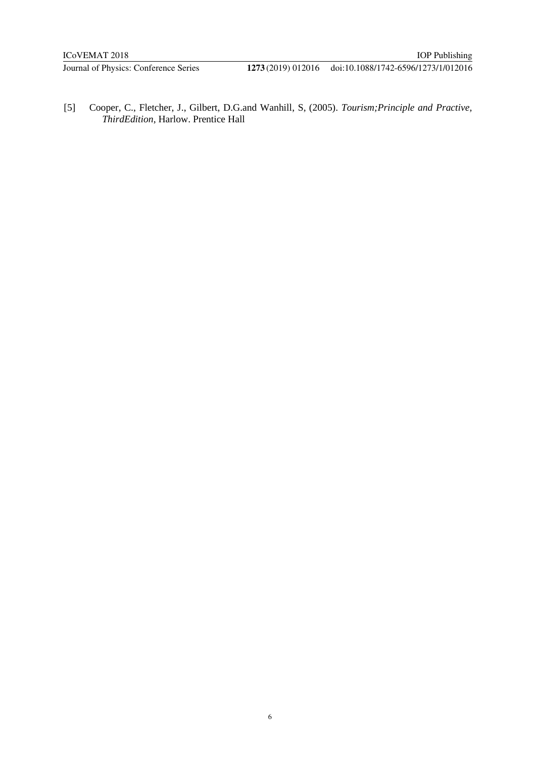[5] Cooper, C., Fletcher, J., Gilbert, D.G.and Wanhill, S, (2005). *Tourism;Principle and Practive, ThirdEdition*, Harlow. Prentice Hall